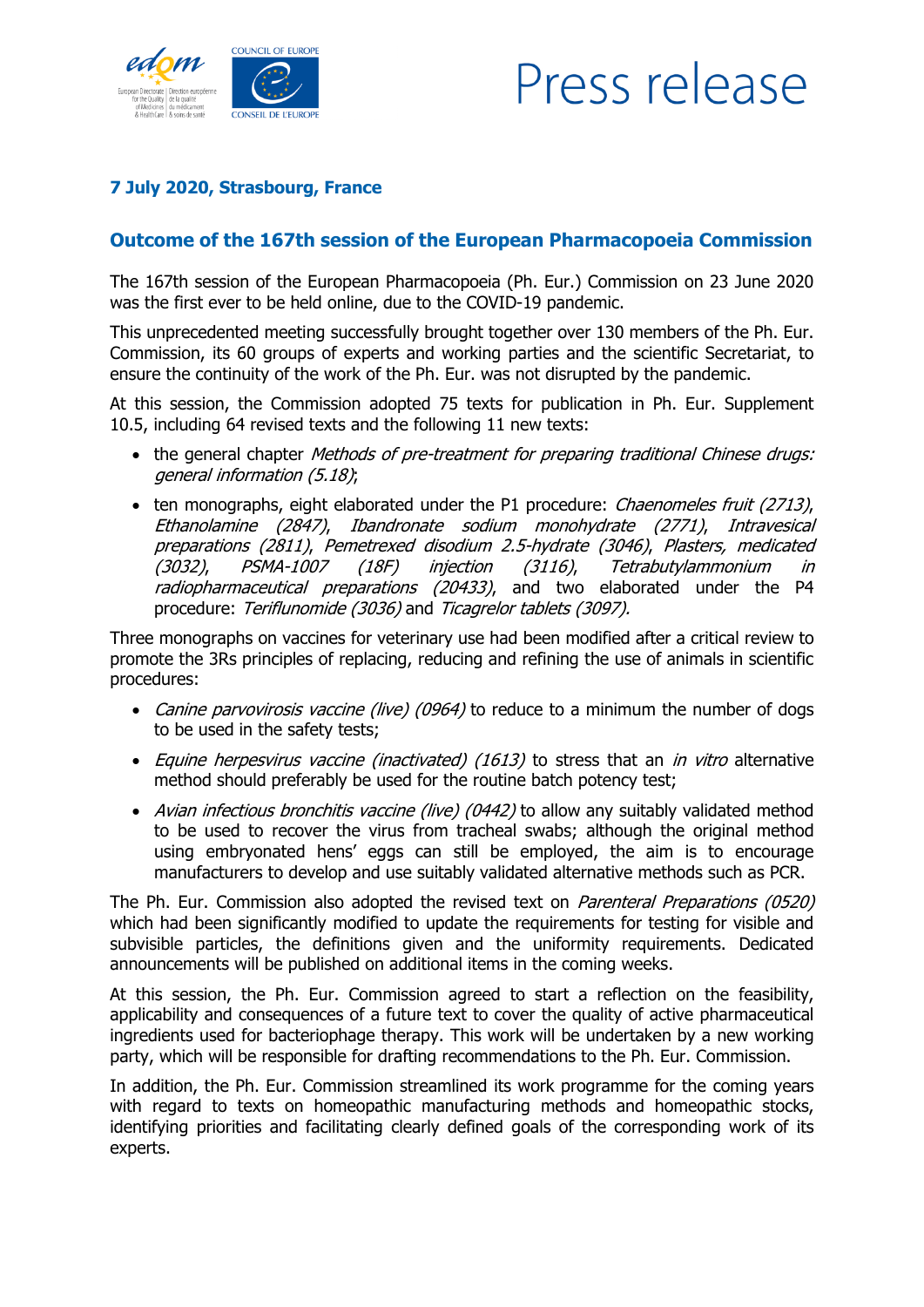Press release

**7 July 2020, Strasbourg, France**

## Outcome of the 167th session of the European Pharmacopoeia Commission

The 167th session of the European Pharmacopoeia (Ph. Eur.) Commission on 23 June 2020 was the first ever to be held online, due to the COVID-19 pandemic.

This unprecedented meeting successfully brought together over 130 members of the Ph. Eur. Commission, its 60 groups of experts and working parties and the scientific Secretariat, to ensure the continuity of the work of the Ph. Eur. was not disrupted by the pandemic.

At this session, the Commission adopted 75 texts for publication in Ph. Eur. Supplement 10.5, including 64 revised texts and the following 11 new texts:

- the general chapter *Methods of pre-treatment for preparing traditional Chinese drugs: general information (5.18)*;
- ten monographs, eight elaborated under the P1 procedure: *Chaenomeles fruit (2713)*, *Ethanolamine (2847)*, *Ibandronate sodium monohydrate (2771)*, *Intravesical preparations (2811)*, *Pemetrexed disodium 2.5-hydrate (3046)*, *Plasters, medicated (3032)*, *PSMA-1007 (18F) injection (3116)*, *Tetrabutylammonium in radiopharmaceutical preparations (20433)*, and two elaborated under the P4 procedure: *Teriflunomide (3036)* and *Ticagrelor tablets (3097).*

Three monographs on vaccines for veterinary use had been modified after a critical review to promote the 3Rs principles of replacing, reducing and refining the use of animals in scientific procedures:

- *Canine parvovirosis vaccine (live) (0964)* to reduce to a minimum the number of dogs to be used in the safety tests;
- *Equine herpesvirus vaccine (inactivated) (1613)* to stress that an *in vitro* alternative method should preferably be used for the routine batch potency test;
- *Avian infectious bronchitis vaccine (live) (0442)* to allow any suitably validated method to be used to recover the virus from tracheal swabs; although the original method using embryonated hens' eggs can still be employed, the aim is to encourage manufacturers to develop and use suitably validated alternative methods such as PCR.

The Ph. Eur. Commission also adopted the revised text on *Parenteral Preparations (0520)* which had been significantly modified to update the requirements for testing for visible and subvisible particles, the definitions given and the uniformity requirements. Dedicated announcements will be published on additional items in the coming weeks.

At this session, the Ph. Eur. Commission agreed to start a reflection on the feasibility, applicability and consequences of a future text to cover the quality of active pharmaceutical ingredients used for bacteriophage therapy. This work will be undertaken by a new working party, which will be responsible for drafting recommendations to the Ph. Eur. Commission.

In addition, the Ph. Eur. Commission streamlined its work programme for the coming years with regard to texts on homeopathic manufacturing methods and homeopathic stocks, identifying priorities and facilitating clearly defined goals of the corresponding work of its experts.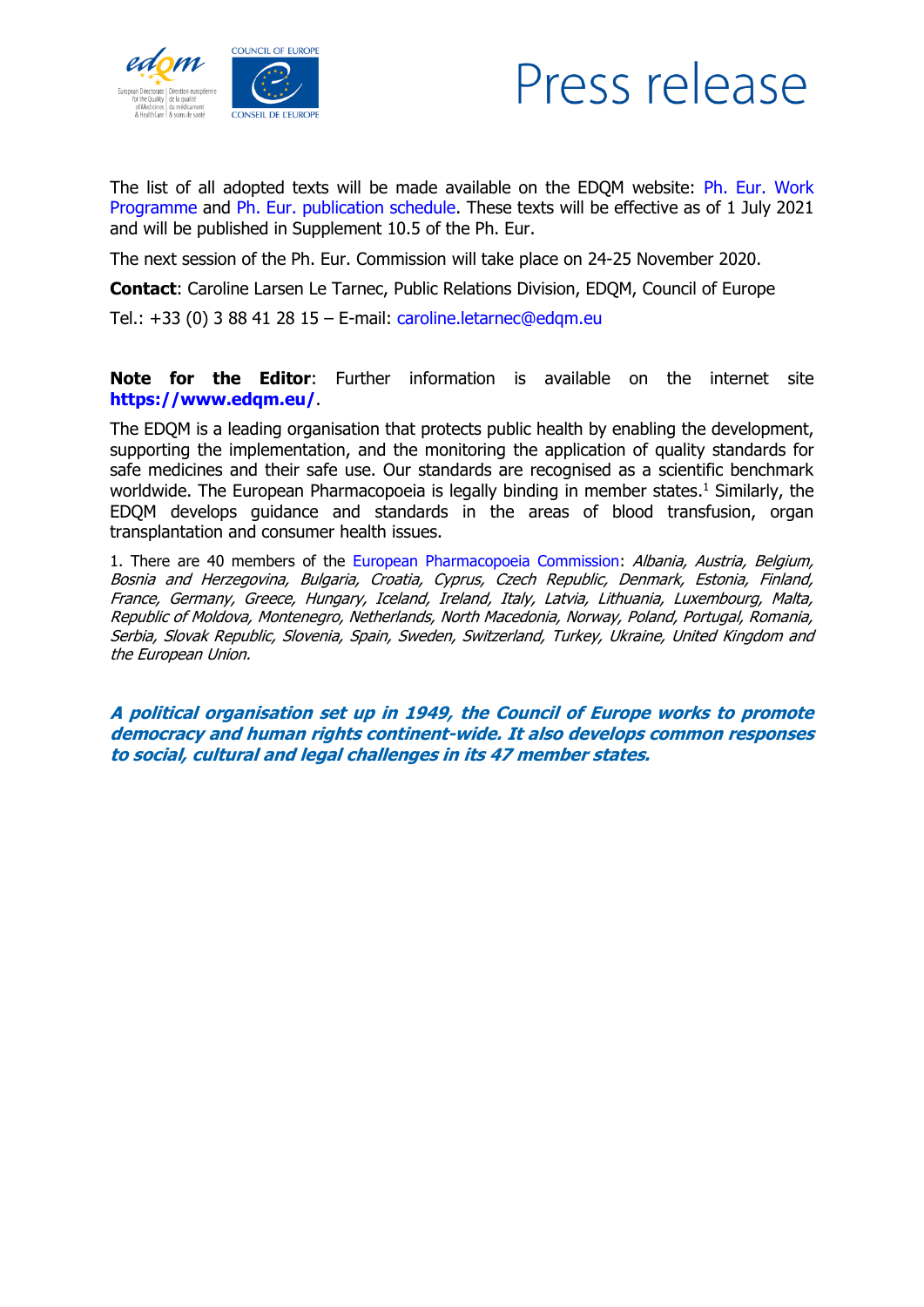The list of all adopted texts will be made available on the EDQM website: Ph. Eur. Work Programme and Ph. Eur. publication schedule. These texts will be effective as of 1 July 2021 and will be published in Supplement 10.5 of the Ph. Eur.

The next session of the Ph. Eur. Commission will take place on 24-25 November 2020.

**Contact**: Caroline Larsen Le Tarnec, Public Relations Division, EDQM, Council of Europe

Tel.: +33 (0) 3 88 41 28 15 – E-mail: caroline.letarnec@edqm.eu

**Note for the Editor**: Further information is available on the internet site **https://www.edqm.eu/**.

The EDQM is a leading organisation that protects public health by enabling the development, supporting the implementation, and the monitoring the application of quality standards for safe medicines and their safe use. Our standards are recognised as a scientific benchmark worldwide. The European Pharmacopoeia is legally binding in member states.[1] Similarly, the EDQM develops guidance and standards in the areas of blood transfusion, organ transplantation and consumer health issues.

1. There are 40 members of the European Pharmacopoeia Commission: *Albania, Austria, Belgium, Bosnia and Herzegovina, Bulgaria, Croatia, Cyprus, Czech Republic, Denmark, Estonia, Finland, France, Germany, Greece, Hungary, Iceland, Ireland, Italy, Latvia, Lithuania, Luxembourg, Malta, Republic of Moldova, Montenegro, Netherlands, North Macedonia, Norway, Poland, Portugal, Romania, Serbia, Slovak Republic, Slovenia, Spain, Sweden, Switzerland, Turkey, Ukraine, United Kingdom and the European Union.*

***A political organisation set up in 1949, the Council of Europe works to promote democracy and human rights continent-wide. It also develops common responses to social, cultural and legal challenges in its 47 member states.***